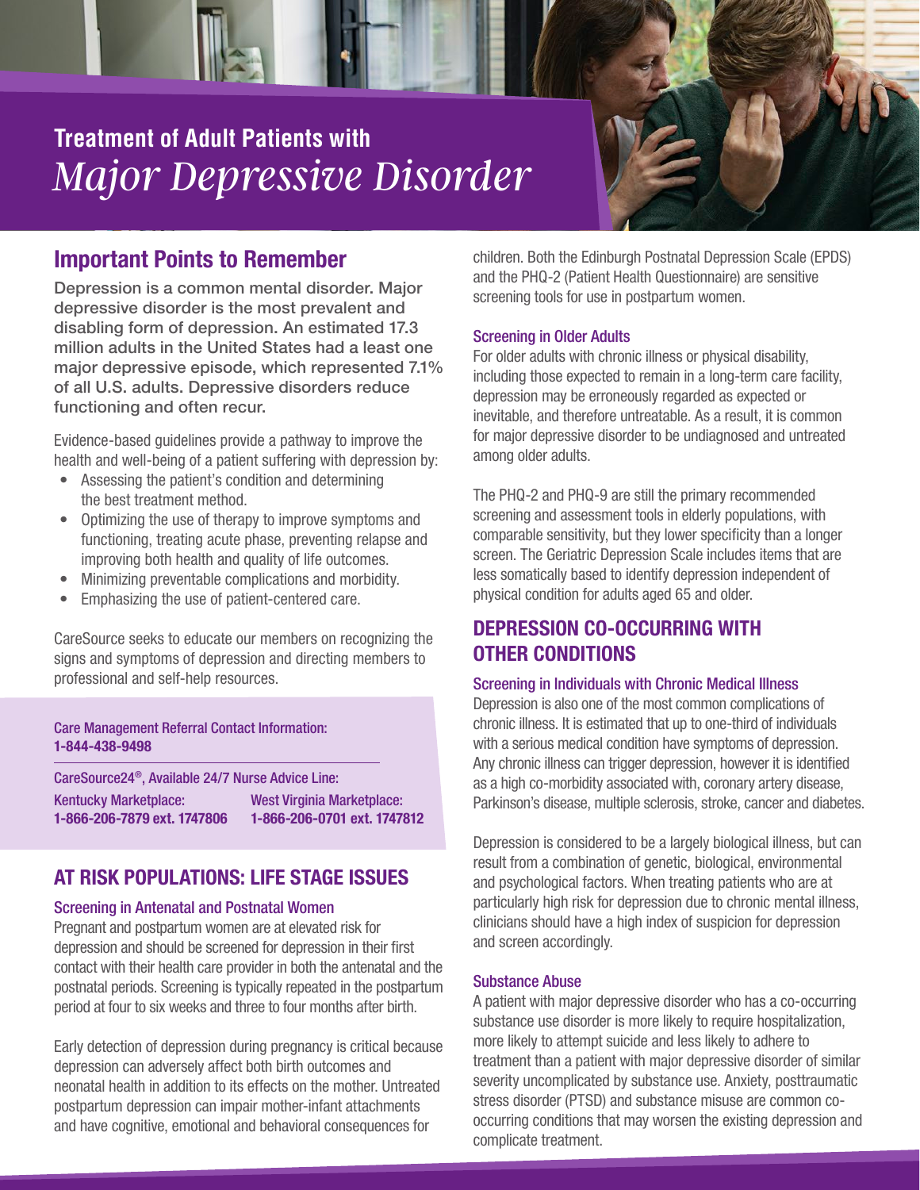# Treatment of Adult Patients with *Major Depressive Disorder*

## Important Points to Remember

Depression is a common mental disorder. Major depressive disorder is the most prevalent and disabling form of depression. An estimated 17.3 million adults in the United States had a least one major depressive episode, which represented 7.1% of all U.S. adults. Depressive disorders reduce functioning and often recur.

Evidence-based guidelines provide a pathway to improve the health and well-being of a patient suffering with depression by:

- Assessing the patient's condition and determining the best treatment method.
- Optimizing the use of therapy to improve symptoms and functioning, treating acute phase, preventing relapse and improving both health and quality of life outcomes.
- Minimizing preventable complications and morbidity.
- Emphasizing the use of patient-centered care.

CareSource seeks to educate our members on recognizing the signs and symptoms of depression and directing members to professional and self-help resources.

Care Management Referral Contact Information:
**1-844-438-9498**

CareSource24®, Available 24/7 Nurse Advice Line:

Kentucky Marketplace:
**1-866-206-7879 ext. 1747806**

West Virginia Marketplace:
**1-866-206-0701 ext. 1747812**

## AT RISK POPULATIONS: LIFE STAGE ISSUES

### Screening in Antenatal and Postnatal Women

Pregnant and postpartum women are at elevated risk for depression and should be screened for depression in their first contact with their health care provider in both the antenatal and the postnatal periods. Screening is typically repeated in the postpartum period at four to six weeks and three to four months after birth.

Early detection of depression during pregnancy is critical because depression can adversely affect both birth outcomes and neonatal health in addition to its effects on the mother. Untreated postpartum depression can impair mother-infant attachments and have cognitive, emotional and behavioral consequences for children. Both the Edinburgh Postnatal Depression Scale (EPDS) and the PHQ-2 (Patient Health Questionnaire) are sensitive screening tools for use in postpartum women.

### Screening in Older Adults

For older adults with chronic illness or physical disability, including those expected to remain in a long-term care facility, depression may be erroneously regarded as expected or inevitable, and therefore untreatable. As a result, it is common for major depressive disorder to be undiagnosed and untreated among older adults.

The PHQ-2 and PHQ-9 are still the primary recommended screening and assessment tools in elderly populations, with comparable sensitivity, but they lower specificity than a longer screen. The Geriatric Depression Scale includes items that are less somatically based to identify depression independent of physical condition for adults aged 65 and older.

## DEPRESSION CO-OCCURRING WITH OTHER CONDITIONS

### Screening in Individuals with Chronic Medical Illness

Depression is also one of the most common complications of chronic illness. It is estimated that up to one-third of individuals with a serious medical condition have symptoms of depression. Any chronic illness can trigger depression, however it is identified as a high co-morbidity associated with, coronary artery disease, Parkinson's disease, multiple sclerosis, stroke, cancer and diabetes.

Depression is considered to be a largely biological illness, but can result from a combination of genetic, biological, environmental and psychological factors. When treating patients who are at particularly high risk for depression due to chronic mental illness, clinicians should have a high index of suspicion for depression and screen accordingly.

### Substance Abuse

A patient with major depressive disorder who has a co-occurring substance use disorder is more likely to require hospitalization, more likely to attempt suicide and less likely to adhere to treatment than a patient with major depressive disorder of similar severity uncomplicated by substance use. Anxiety, posttraumatic stress disorder (PTSD) and substance misuse are common co-occurring conditions that may worsen the existing depression and complicate treatment.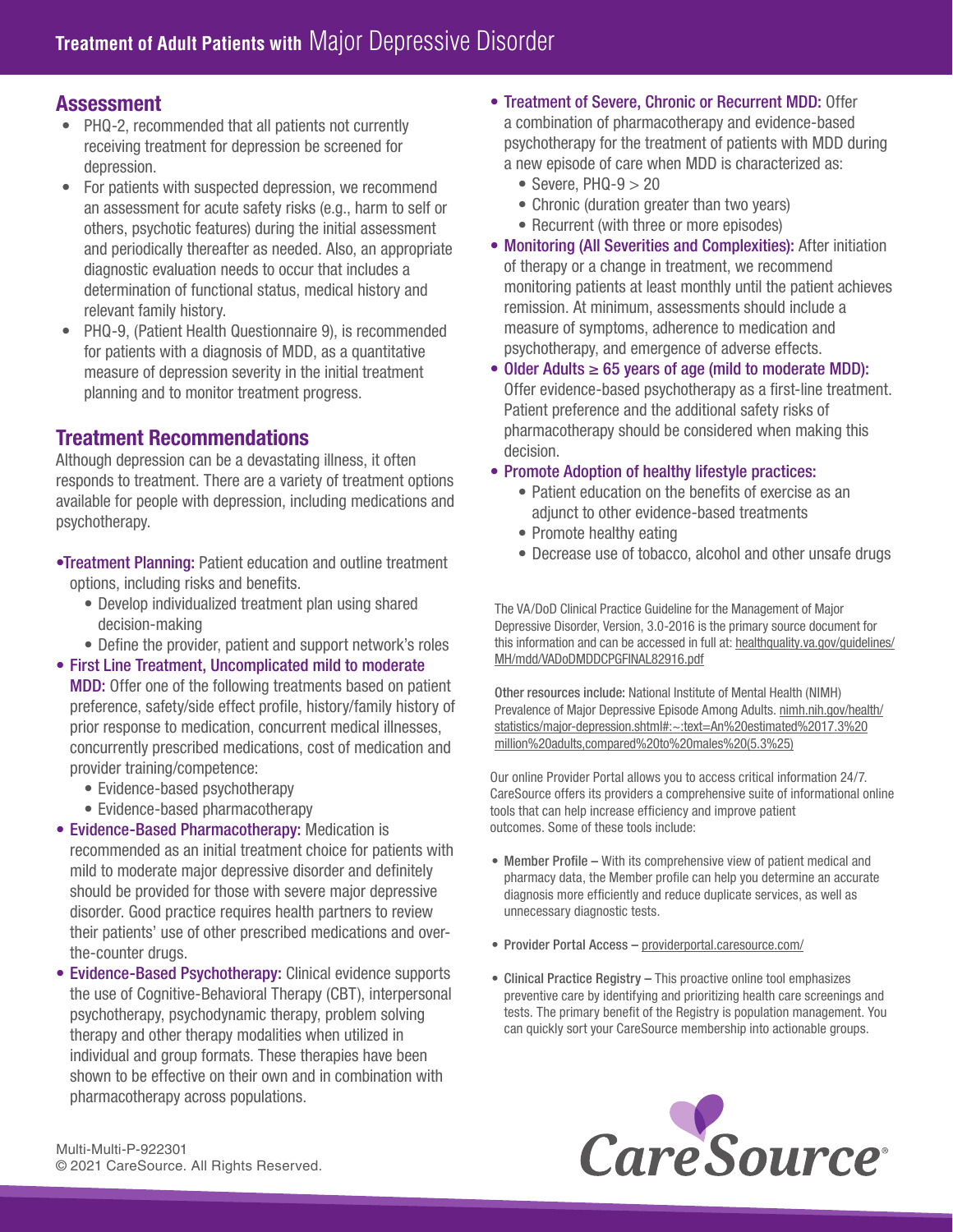# Treatment of Adult Patients with Major Depressive Disorder

## Assessment

- PHQ-2, recommended that all patients not currently receiving treatment for depression be screened for depression.
- For patients with suspected depression, we recommend an assessment for acute safety risks (e.g., harm to self or others, psychotic features) during the initial assessment and periodically thereafter as needed. Also, an appropriate diagnostic evaluation needs to occur that includes a determination of functional status, medical history and relevant family history.
- PHQ-9, (Patient Health Questionnaire 9), is recommended for patients with a diagnosis of MDD, as a quantitative measure of depression severity in the initial treatment planning and to monitor treatment progress.

## Treatment Recommendations

Although depression can be a devastating illness, it often responds to treatment. There are a variety of treatment options available for people with depression, including medications and psychotherapy.

- **Treatment Planning:** Patient education and outline treatment options, including risks and benefits.
  - Develop individualized treatment plan using shared decision-making
  - Define the provider, patient and support network's roles
- **First Line Treatment, Uncomplicated mild to moderate MDD:** Offer one of the following treatments based on patient preference, safety/side effect profile, history/family history of prior response to medication, concurrent medical illnesses, concurrently prescribed medications, cost of medication and provider training/competence:
  - Evidence-based psychotherapy
  - Evidence-based pharmacotherapy
- **Evidence-Based Pharmacotherapy:** Medication is recommended as an initial treatment choice for patients with mild to moderate major depressive disorder and definitely should be provided for those with severe major depressive disorder. Good practice requires health partners to review their patients' use of other prescribed medications and over-the-counter drugs.
- **Evidence-Based Psychotherapy:** Clinical evidence supports the use of Cognitive-Behavioral Therapy (CBT), interpersonal psychotherapy, psychodynamic therapy, problem solving therapy and other therapy modalities when utilized in individual and group formats. These therapies have been shown to be effective on their own and in combination with pharmacotherapy across populations.
- **Treatment of Severe, Chronic or Recurrent MDD:** Offer a combination of pharmacotherapy and evidence-based psychotherapy for the treatment of patients with MDD during a new episode of care when MDD is characterized as:
  - Severe, PHQ-9 > 20
  - Chronic (duration greater than two years)
  - Recurrent (with three or more episodes)
- **Monitoring (All Severities and Complexities):** After initiation of therapy or a change in treatment, we recommend monitoring patients at least monthly until the patient achieves remission. At minimum, assessments should include a measure of symptoms, adherence to medication and psychotherapy, and emergence of adverse effects.
- **Older Adults ≥ 65 years of age (mild to moderate MDD):** Offer evidence-based psychotherapy as a first-line treatment. Patient preference and the additional safety risks of pharmacotherapy should be considered when making this decision.
- **Promote Adoption of healthy lifestyle practices:**
  - Patient education on the benefits of exercise as an adjunct to other evidence-based treatments
  - Promote healthy eating
  - Decrease use of tobacco, alcohol and other unsafe drugs

The VA/DoD Clinical Practice Guideline for the Management of Major Depressive Disorder, Version, 3.0-2016 is the primary source document for this information and can be accessed in full at: healthquality.va.gov/guidelines/MH/mdd/VADoDMDDCPGFINAL82916.pdf

**Other resources include:** National Institute of Mental Health (NIMH) Prevalence of Major Depressive Episode Among Adults. nimh.nih.gov/health/statistics/major-depression.shtml#:~:text=An%20estimated%2017.3%20million%20adults,compared%20to%20males%20(5.3%25)

Our online Provider Portal allows you to access critical information 24/7. CareSource offers its providers a comprehensive suite of informational online tools that can help increase efficiency and improve patient outcomes. Some of these tools include:

- **Member Profile –** With its comprehensive view of patient medical and pharmacy data, the Member profile can help you determine an accurate diagnosis more efficiently and reduce duplicate services, as well as unnecessary diagnostic tests.
- **Provider Portal Access –** providerportal.caresource.com/
- **Clinical Practice Registry –** This proactive online tool emphasizes preventive care by identifying and prioritizing health care screenings and tests. The primary benefit of the Registry is population management. You can quickly sort your CareSource membership into actionable groups.

Multi-Multi-P-922301
© 2021 CareSource. All Rights Reserved.

CareSource®